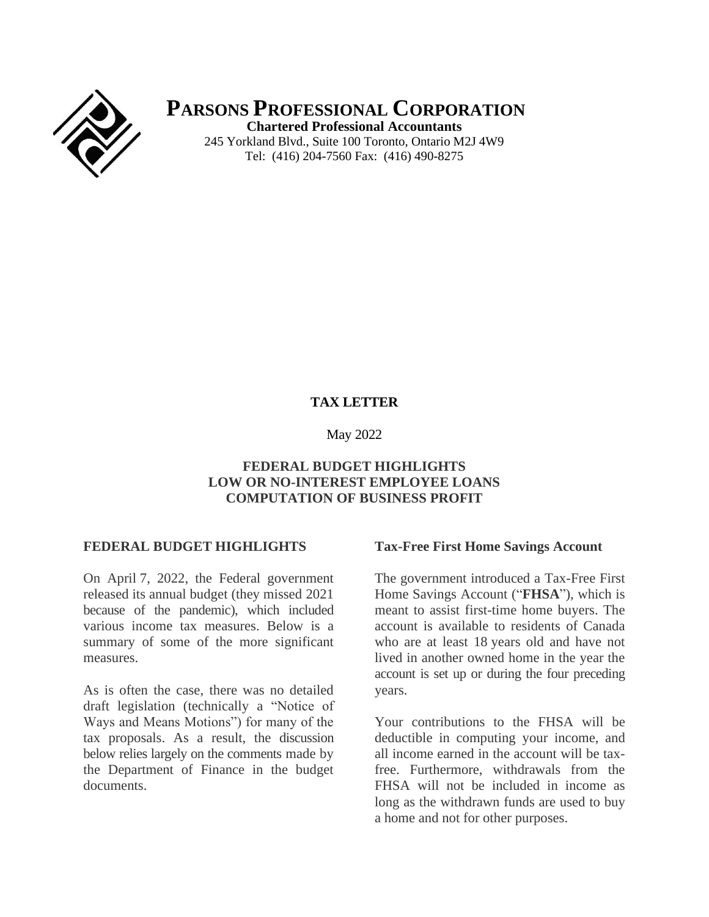# PARSONS PROFESSIONAL CORPORATION

**Chartered Professional Accountants**

245 Yorkland Blvd., Suite 100 Toronto, Ontario M2J 4W9

Tel: (416) 204-7560 Fax: (416) 490-8275

**TAX LETTER**

May 2022

**FEDERAL BUDGET HIGHLIGHTS**
**LOW OR NO-INTEREST EMPLOYEE LOANS**
**COMPUTATION OF BUSINESS PROFIT**

## FEDERAL BUDGET HIGHLIGHTS

On April 7, 2022, the Federal government released its annual budget (they missed 2021 because of the pandemic), which included various income tax measures. Below is a summary of some of the more significant measures.

As is often the case, there was no detailed draft legislation (technically a "Notice of Ways and Means Motions") for many of the tax proposals. As a result, the discussion below relies largely on the comments made by the Department of Finance in the budget documents.

### Tax-Free First Home Savings Account

The government introduced a Tax-Free First Home Savings Account ("**FHSA**"), which is meant to assist first-time home buyers. The account is available to residents of Canada who are at least 18 years old and have not lived in another owned home in the year the account is set up or during the four preceding years.

Your contributions to the FHSA will be deductible in computing your income, and all income earned in the account will be tax-free. Furthermore, withdrawals from the FHSA will not be included in income as long as the withdrawn funds are used to buy a home and not for other purposes.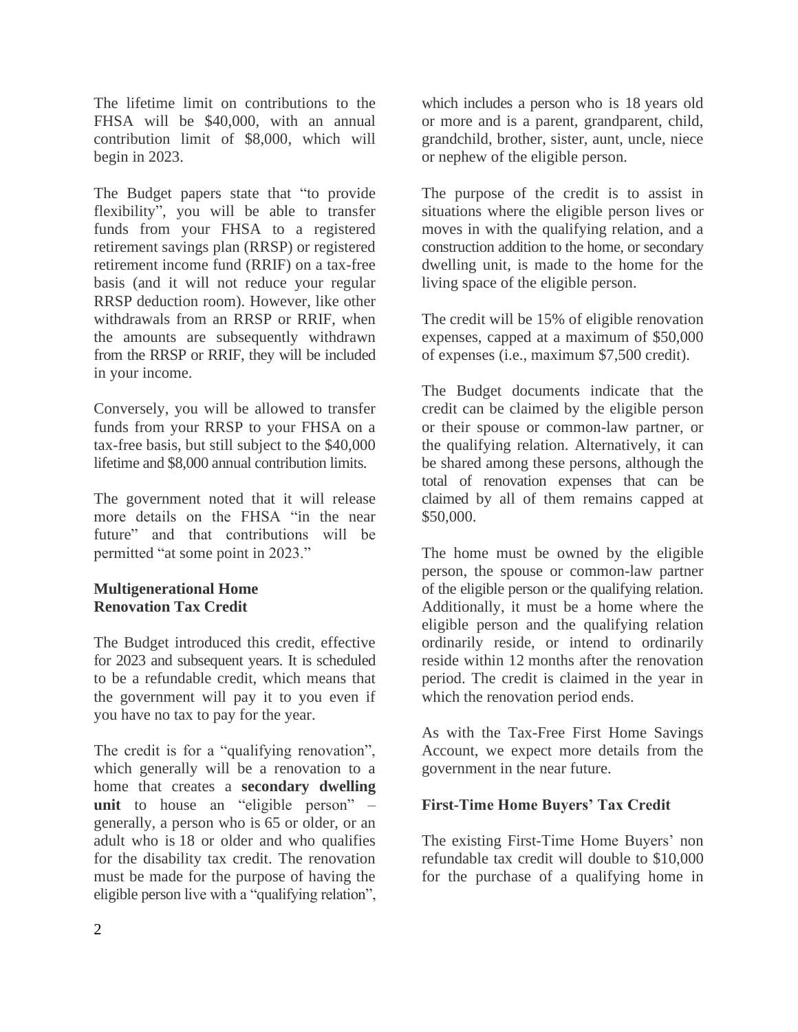The lifetime limit on contributions to the FHSA will be $40,000, with an annual contribution limit of $8,000, which will begin in 2023.

The Budget papers state that "to provide flexibility", you will be able to transfer funds from your FHSA to a registered retirement savings plan (RRSP) or registered retirement income fund (RRIF) on a tax-free basis (and it will not reduce your regular RRSP deduction room). However, like other withdrawals from an RRSP or RRIF, when the amounts are subsequently withdrawn from the RRSP or RRIF, they will be included in your income.

Conversely, you will be allowed to transfer funds from your RRSP to your FHSA on a tax-free basis, but still subject to the $40,000 lifetime and $8,000 annual contribution limits.

The government noted that it will release more details on the FHSA "in the near future" and that contributions will be permitted "at some point in 2023."

**Multigenerational Home Renovation Tax Credit**

The Budget introduced this credit, effective for 2023 and subsequent years. It is scheduled to be a refundable credit, which means that the government will pay it to you even if you have no tax to pay for the year.

The credit is for a "qualifying renovation", which generally will be a renovation to a home that creates a **secondary dwelling unit** to house an "eligible person" – generally, a person who is 65 or older, or an adult who is 18 or older and who qualifies for the disability tax credit. The renovation must be made for the purpose of having the eligible person live with a "qualifying relation", which includes a person who is 18 years old or more and is a parent, grandparent, child, grandchild, brother, sister, aunt, uncle, niece or nephew of the eligible person.

The purpose of the credit is to assist in situations where the eligible person lives or moves in with the qualifying relation, and a construction addition to the home, or secondary dwelling unit, is made to the home for the living space of the eligible person.

The credit will be 15% of eligible renovation expenses, capped at a maximum of $50,000 of expenses (i.e., maximum $7,500 credit).

The Budget documents indicate that the credit can be claimed by the eligible person or their spouse or common-law partner, or the qualifying relation. Alternatively, it can be shared among these persons, although the total of renovation expenses that can be claimed by all of them remains capped at $50,000.

The home must be owned by the eligible person, the spouse or common-law partner of the eligible person or the qualifying relation. Additionally, it must be a home where the eligible person and the qualifying relation ordinarily reside, or intend to ordinarily reside within 12 months after the renovation period. The credit is claimed in the year in which the renovation period ends.

As with the Tax-Free First Home Savings Account, we expect more details from the government in the near future.

**First-Time Home Buyers' Tax Credit**

The existing First-Time Home Buyers' non refundable tax credit will double to $10,000 for the purchase of a qualifying home in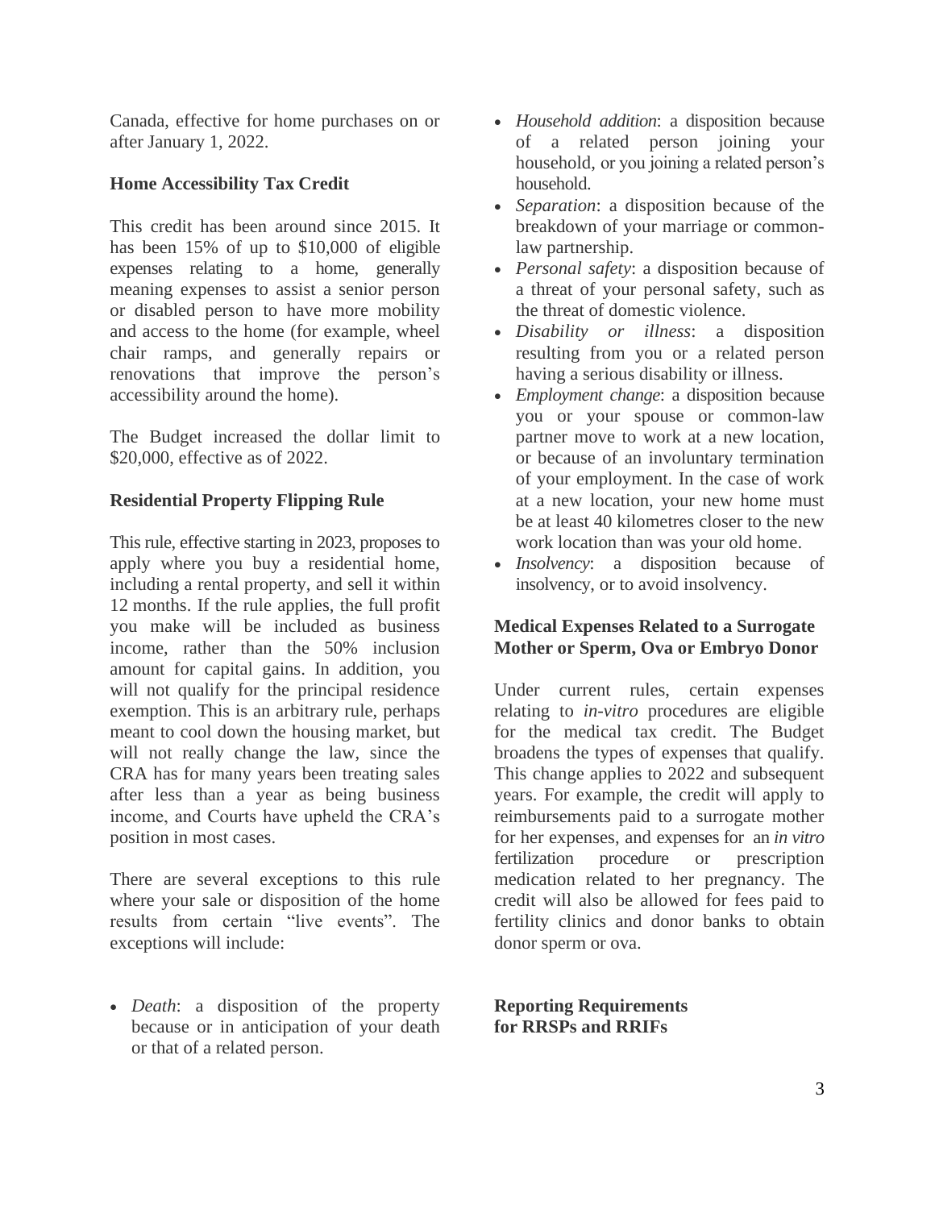Canada, effective for home purchases on or after January 1, 2022.

**Home Accessibility Tax Credit**

This credit has been around since 2015. It has been 15% of up to $10,000 of eligible expenses relating to a home, generally meaning expenses to assist a senior person or disabled person to have more mobility and access to the home (for example, wheel chair ramps, and generally repairs or renovations that improve the person's accessibility around the home).

The Budget increased the dollar limit to $20,000, effective as of 2022.

**Residential Property Flipping Rule**

This rule, effective starting in 2023, proposes to apply where you buy a residential home, including a rental property, and sell it within 12 months. If the rule applies, the full profit you make will be included as business income, rather than the 50% inclusion amount for capital gains. In addition, you will not qualify for the principal residence exemption. This is an arbitrary rule, perhaps meant to cool down the housing market, but will not really change the law, since the CRA has for many years been treating sales after less than a year as being business income, and Courts have upheld the CRA's position in most cases.

There are several exceptions to this rule where your sale or disposition of the home results from certain "live events". The exceptions will include:

- *Death*: a disposition of the property because or in anticipation of your death or that of a related person.
- *Household addition*: a disposition because of a related person joining your household, or you joining a related person's household.
- *Separation*: a disposition because of the breakdown of your marriage or common-law partnership.
- *Personal safety*: a disposition because of a threat of your personal safety, such as the threat of domestic violence.
- *Disability or illness*: a disposition resulting from you or a related person having a serious disability or illness.
- *Employment change*: a disposition because you or your spouse or common-law partner move to work at a new location, or because of an involuntary termination of your employment. In the case of work at a new location, your new home must be at least 40 kilometres closer to the new work location than was your old home.
- *Insolvency*: a disposition because of insolvency, or to avoid insolvency.

**Medical Expenses Related to a Surrogate Mother or Sperm, Ova or Embryo Donor**

Under current rules, certain expenses relating to *in-vitro* procedures are eligible for the medical tax credit. The Budget broadens the types of expenses that qualify. This change applies to 2022 and subsequent years. For example, the credit will apply to reimbursements paid to a surrogate mother for her expenses, and expenses for an *in vitro* fertilization procedure or prescription medication related to her pregnancy. The credit will also be allowed for fees paid to fertility clinics and donor banks to obtain donor sperm or ova.

**Reporting Requirements for RRSPs and RRIFs**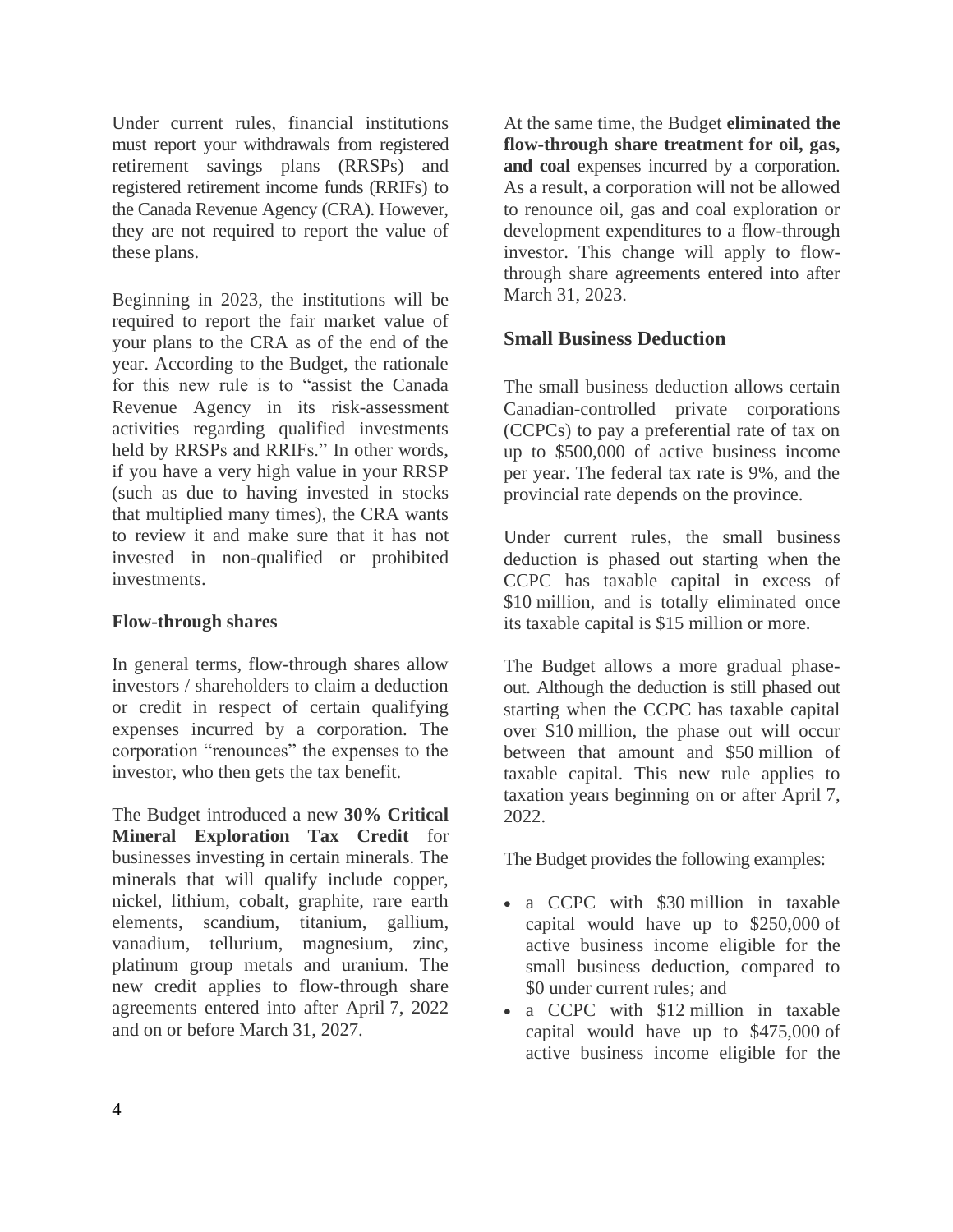Under current rules, financial institutions must report your withdrawals from registered retirement savings plans (RRSPs) and registered retirement income funds (RRIFs) to the Canada Revenue Agency (CRA). However, they are not required to report the value of these plans.

Beginning in 2023, the institutions will be required to report the fair market value of your plans to the CRA as of the end of the year. According to the Budget, the rationale for this new rule is to "assist the Canada Revenue Agency in its risk-assessment activities regarding qualified investments held by RRSPs and RRIFs." In other words, if you have a very high value in your RRSP (such as due to having invested in stocks that multiplied many times), the CRA wants to review it and make sure that it has not invested in non-qualified or prohibited investments.

### Flow-through shares

In general terms, flow-through shares allow investors / shareholders to claim a deduction or credit in respect of certain qualifying expenses incurred by a corporation. The corporation "renounces" the expenses to the investor, who then gets the tax benefit.

The Budget introduced a new **30% Critical Mineral Exploration Tax Credit** for businesses investing in certain minerals. The minerals that will qualify include copper, nickel, lithium, cobalt, graphite, rare earth elements, scandium, titanium, gallium, vanadium, tellurium, magnesium, zinc, platinum group metals and uranium. The new credit applies to flow-through share agreements entered into after April 7, 2022 and on or before March 31, 2027.

At the same time, the Budget **eliminated the flow-through share treatment for oil, gas, and coal** expenses incurred by a corporation. As a result, a corporation will not be allowed to renounce oil, gas and coal exploration or development expenditures to a flow-through investor. This change will apply to flow-through share agreements entered into after March 31, 2023.

## Small Business Deduction

The small business deduction allows certain Canadian-controlled private corporations (CCPCs) to pay a preferential rate of tax on up to $500,000 of active business income per year. The federal tax rate is 9%, and the provincial rate depends on the province.

Under current rules, the small business deduction is phased out starting when the CCPC has taxable capital in excess of $10 million, and is totally eliminated once its taxable capital is $15 million or more.

The Budget allows a more gradual phase-out. Although the deduction is still phased out starting when the CCPC has taxable capital over $10 million, the phase out will occur between that amount and $50 million of taxable capital. This new rule applies to taxation years beginning on or after April 7, 2022.

The Budget provides the following examples:

- a CCPC with $30 million in taxable capital would have up to $250,000 of active business income eligible for the small business deduction, compared to $0 under current rules; and
- a CCPC with $12 million in taxable capital would have up to $475,000 of active business income eligible for the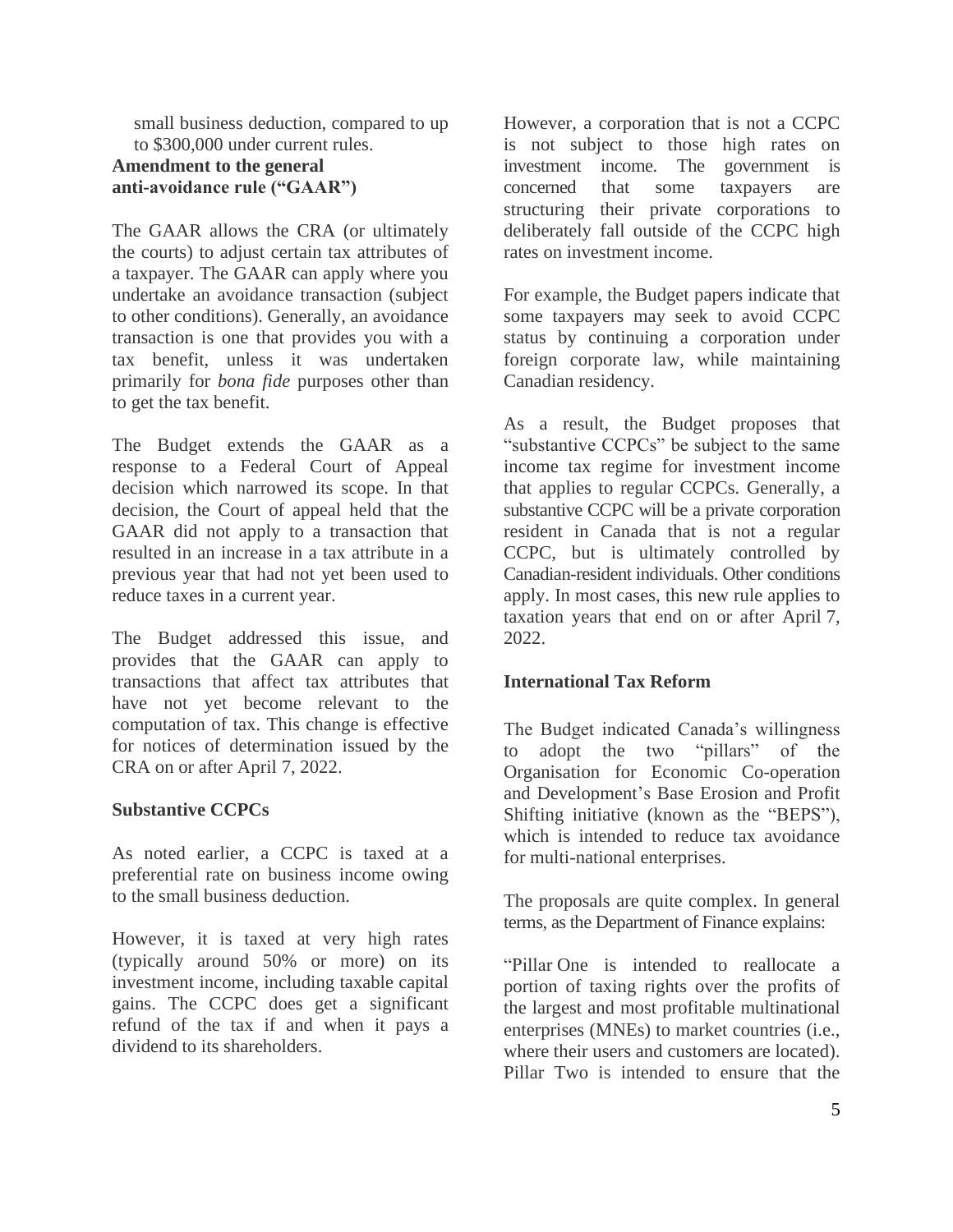small business deduction, compared to up to $300,000 under current rules.

**Amendment to the general anti-avoidance rule ("GAAR")**

The GAAR allows the CRA (or ultimately the courts) to adjust certain tax attributes of a taxpayer. The GAAR can apply where you undertake an avoidance transaction (subject to other conditions). Generally, an avoidance transaction is one that provides you with a tax benefit, unless it was undertaken primarily for *bona fide* purposes other than to get the tax benefit.

The Budget extends the GAAR as a response to a Federal Court of Appeal decision which narrowed its scope. In that decision, the Court of appeal held that the GAAR did not apply to a transaction that resulted in an increase in a tax attribute in a previous year that had not yet been used to reduce taxes in a current year.

The Budget addressed this issue, and provides that the GAAR can apply to transactions that affect tax attributes that have not yet become relevant to the computation of tax. This change is effective for notices of determination issued by the CRA on or after April 7, 2022.

**Substantive CCPCs**

As noted earlier, a CCPC is taxed at a preferential rate on business income owing to the small business deduction.

However, it is taxed at very high rates (typically around 50% or more) on its investment income, including taxable capital gains. The CCPC does get a significant refund of the tax if and when it pays a dividend to its shareholders.

However, a corporation that is not a CCPC is not subject to those high rates on investment income. The government is concerned that some taxpayers are structuring their private corporations to deliberately fall outside of the CCPC high rates on investment income.

For example, the Budget papers indicate that some taxpayers may seek to avoid CCPC status by continuing a corporation under foreign corporate law, while maintaining Canadian residency.

As a result, the Budget proposes that "substantive CCPCs" be subject to the same income tax regime for investment income that applies to regular CCPCs. Generally, a substantive CCPC will be a private corporation resident in Canada that is not a regular CCPC, but is ultimately controlled by Canadian-resident individuals. Other conditions apply. In most cases, this new rule applies to taxation years that end on or after April 7, 2022.

**International Tax Reform**

The Budget indicated Canada's willingness to adopt the two "pillars" of the Organisation for Economic Co-operation and Development's Base Erosion and Profit Shifting initiative (known as the "BEPS"), which is intended to reduce tax avoidance for multi-national enterprises.

The proposals are quite complex. In general terms, as the Department of Finance explains:

"Pillar One is intended to reallocate a portion of taxing rights over the profits of the largest and most profitable multinational enterprises (MNEs) to market countries (i.e., where their users and customers are located). Pillar Two is intended to ensure that the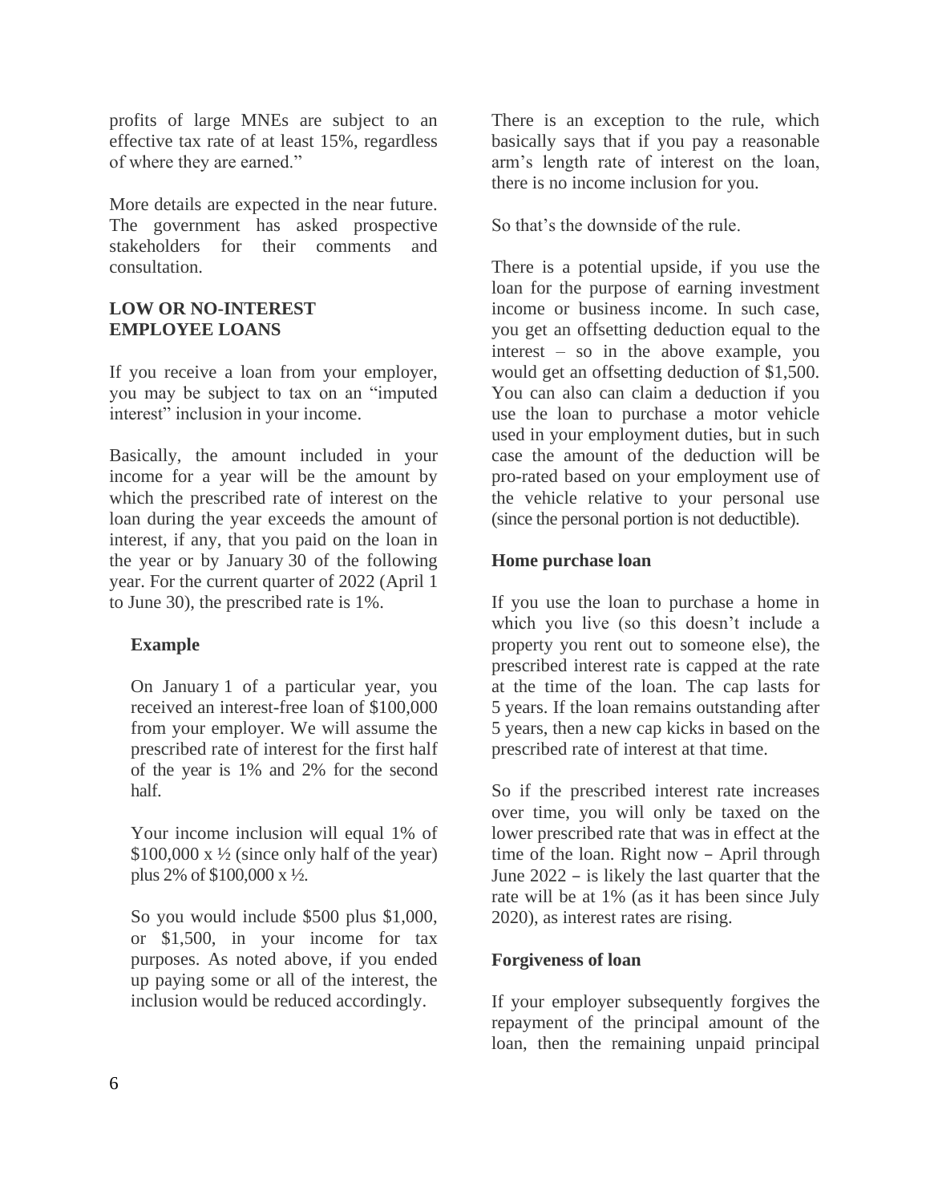profits of large MNEs are subject to an effective tax rate of at least 15%, regardless of where they are earned."

More details are expected in the near future. The government has asked prospective stakeholders for their comments and consultation.

## LOW OR NO-INTEREST EMPLOYEE LOANS

If you receive a loan from your employer, you may be subject to tax on an "imputed interest" inclusion in your income.

Basically, the amount included in your income for a year will be the amount by which the prescribed rate of interest on the loan during the year exceeds the amount of interest, if any, that you paid on the loan in the year or by January 30 of the following year. For the current quarter of 2022 (April 1 to June 30), the prescribed rate is 1%.

> **Example**
>
> On January 1 of a particular year, you received an interest-free loan of $100,000 from your employer. We will assume the prescribed rate of interest for the first half of the year is 1% and 2% for the second half.
>
> Your income inclusion will equal 1% of $100,000 x ½ (since only half of the year) plus 2% of $100,000 x ½.
>
> So you would include $500 plus $1,000, or $1,500, in your income for tax purposes. As noted above, if you ended up paying some or all of the interest, the inclusion would be reduced accordingly.

There is an exception to the rule, which basically says that if you pay a reasonable arm's length rate of interest on the loan, there is no income inclusion for you.

So that's the downside of the rule.

There is a potential upside, if you use the loan for the purpose of earning investment income or business income. In such case, you get an offsetting deduction equal to the interest – so in the above example, you would get an offsetting deduction of $1,500. You can also can claim a deduction if you use the loan to purchase a motor vehicle used in your employment duties, but in such case the amount of the deduction will be pro-rated based on your employment use of the vehicle relative to your personal use (since the personal portion is not deductible).

### Home purchase loan

If you use the loan to purchase a home in which you live (so this doesn't include a property you rent out to someone else), the prescribed interest rate is capped at the rate at the time of the loan. The cap lasts for 5 years. If the loan remains outstanding after 5 years, then a new cap kicks in based on the prescribed rate of interest at that time.

So if the prescribed interest rate increases over time, you will only be taxed on the lower prescribed rate that was in effect at the time of the loan. Right now – April through June 2022 – is likely the last quarter that the rate will be at 1% (as it has been since July 2020), as interest rates are rising.

### Forgiveness of loan

If your employer subsequently forgives the repayment of the principal amount of the loan, then the remaining unpaid principal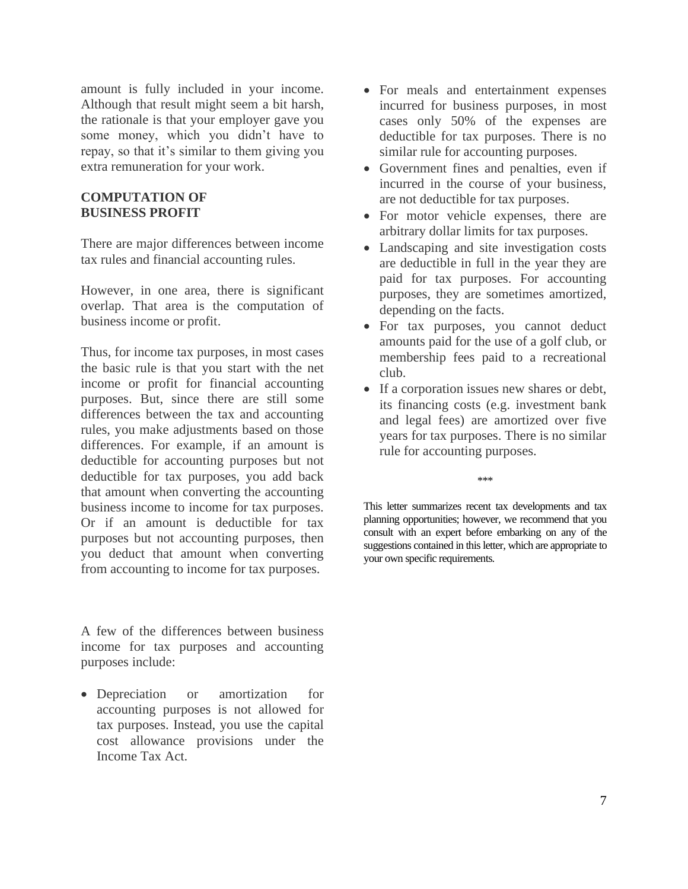amount is fully included in your income. Although that result might seem a bit harsh, the rationale is that your employer gave you some money, which you didn't have to repay, so that it's similar to them giving you extra remuneration for your work.

**COMPUTATION OF BUSINESS PROFIT**

There are major differences between income tax rules and financial accounting rules.

However, in one area, there is significant overlap. That area is the computation of business income or profit.

Thus, for income tax purposes, in most cases the basic rule is that you start with the net income or profit for financial accounting purposes. But, since there are still some differences between the tax and accounting rules, you make adjustments based on those differences. For example, if an amount is deductible for accounting purposes but not deductible for tax purposes, you add back that amount when converting the accounting business income to income for tax purposes. Or if an amount is deductible for tax purposes but not accounting purposes, then you deduct that amount when converting from accounting to income for tax purposes.

A few of the differences between business income for tax purposes and accounting purposes include:

- Depreciation or amortization for accounting purposes is not allowed for tax purposes. Instead, you use the capital cost allowance provisions under the Income Tax Act.
- For meals and entertainment expenses incurred for business purposes, in most cases only 50% of the expenses are deductible for tax purposes. There is no similar rule for accounting purposes.
- Government fines and penalties, even if incurred in the course of your business, are not deductible for tax purposes.
- For motor vehicle expenses, there are arbitrary dollar limits for tax purposes.
- Landscaping and site investigation costs are deductible in full in the year they are paid for tax purposes. For accounting purposes, they are sometimes amortized, depending on the facts.
- For tax purposes, you cannot deduct amounts paid for the use of a golf club, or membership fees paid to a recreational club.
- If a corporation issues new shares or debt, its financing costs (e.g. investment bank and legal fees) are amortized over five years for tax purposes. There is no similar rule for accounting purposes.

\*\*\*

This letter summarizes recent tax developments and tax planning opportunities; however, we recommend that you consult with an expert before embarking on any of the suggestions contained in this letter, which are appropriate to your own specific requirements.